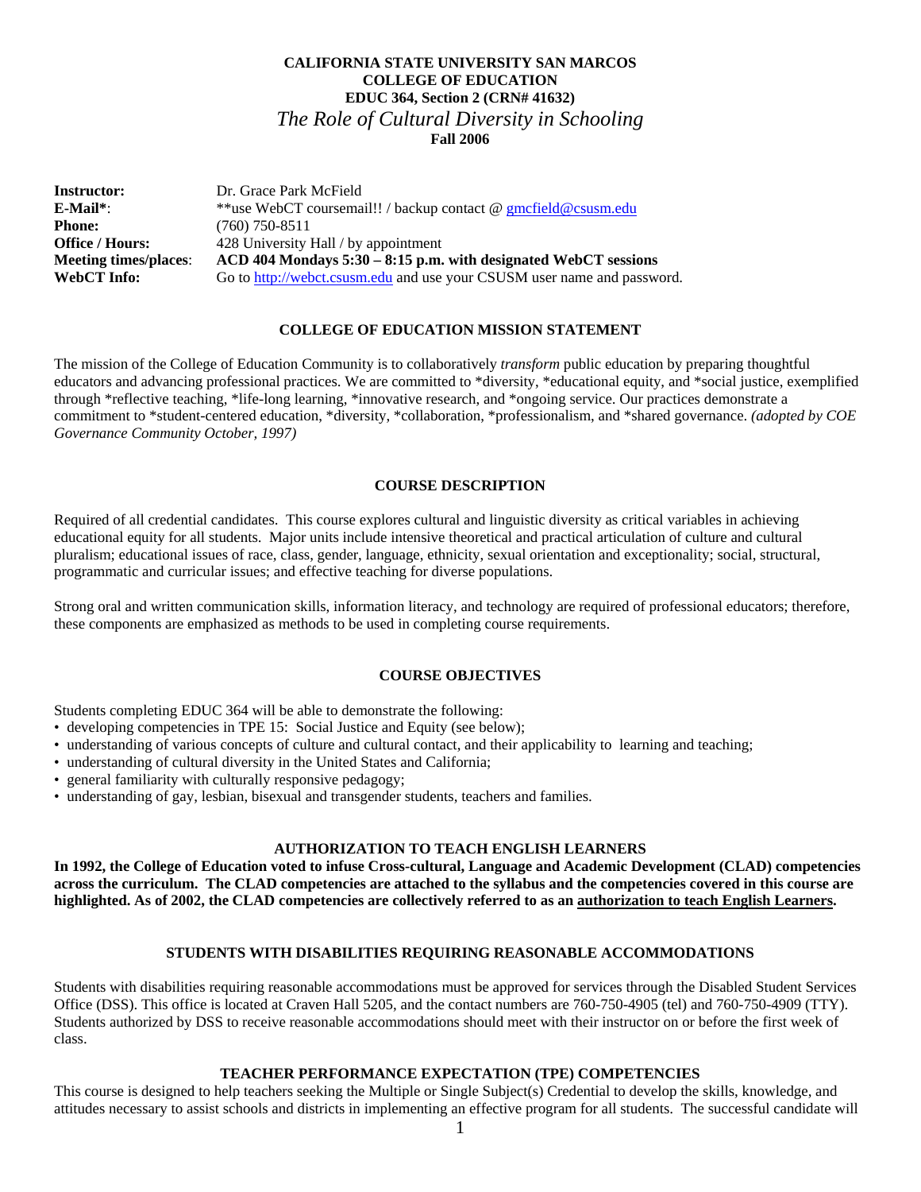**CALIFORNIA STATE UNIVERSITY SAN MARCOS**
**COLLEGE OF EDUCATION**
**EDUC 364, Section 2 (CRN# 41632)**
*The Role of Cultural Diversity in Schooling*
**Fall 2006**

**Instructor:** Dr. Grace Park McField
**E-Mail*:** **use WebCT coursemail!! / backup contact @ gmcfield@csusm.edu
**Phone:** (760) 750-8511
**Office / Hours:** 428 University Hall / by appointment
**Meeting times/places:** **ACD 404 Mondays 5:30 – 8:15 p.m. with designated WebCT sessions**
**WebCT Info:** Go to http://webct.csusm.edu and use your CSUSM user name and password.

## COLLEGE OF EDUCATION MISSION STATEMENT

The mission of the College of Education Community is to collaboratively *transform* public education by preparing thoughtful educators and advancing professional practices. We are committed to *diversity, *educational equity, and *social justice, exemplified through *reflective teaching, *life-long learning, *innovative research, and *ongoing service. Our practices demonstrate a commitment to *student-centered education, *diversity, *collaboration, *professionalism, and *shared governance. *(adopted by COE Governance Community October, 1997)*

## COURSE DESCRIPTION

Required of all credential candidates. This course explores cultural and linguistic diversity as critical variables in achieving educational equity for all students. Major units include intensive theoretical and practical articulation of culture and cultural pluralism; educational issues of race, class, gender, language, ethnicity, sexual orientation and exceptionality; social, structural, programmatic and curricular issues; and effective teaching for diverse populations.

Strong oral and written communication skills, information literacy, and technology are required of professional educators; therefore, these components are emphasized as methods to be used in completing course requirements.

## COURSE OBJECTIVES

Students completing EDUC 364 will be able to demonstrate the following:

- developing competencies in TPE 15: Social Justice and Equity (see below);
- understanding of various concepts of culture and cultural contact, and their applicability to learning and teaching;
- understanding of cultural diversity in the United States and California;
- general familiarity with culturally responsive pedagogy;
- understanding of gay, lesbian, bisexual and transgender students, teachers and families.

## AUTHORIZATION TO TEACH ENGLISH LEARNERS

**In 1992, the College of Education voted to infuse Cross-cultural, Language and Academic Development (CLAD) competencies across the curriculum. The CLAD competencies are attached to the syllabus and the competencies covered in this course are highlighted. As of 2002, the CLAD competencies are collectively referred to as an authorization to teach English Learners.**

## STUDENTS WITH DISABILITIES REQUIRING REASONABLE ACCOMMODATIONS

Students with disabilities requiring reasonable accommodations must be approved for services through the Disabled Student Services Office (DSS). This office is located at Craven Hall 5205, and the contact numbers are 760-750-4905 (tel) and 760-750-4909 (TTY). Students authorized by DSS to receive reasonable accommodations should meet with their instructor on or before the first week of class.

## TEACHER PERFORMANCE EXPECTATION (TPE) COMPETENCIES

This course is designed to help teachers seeking the Multiple or Single Subject(s) Credential to develop the skills, knowledge, and attitudes necessary to assist schools and districts in implementing an effective program for all students. The successful candidate will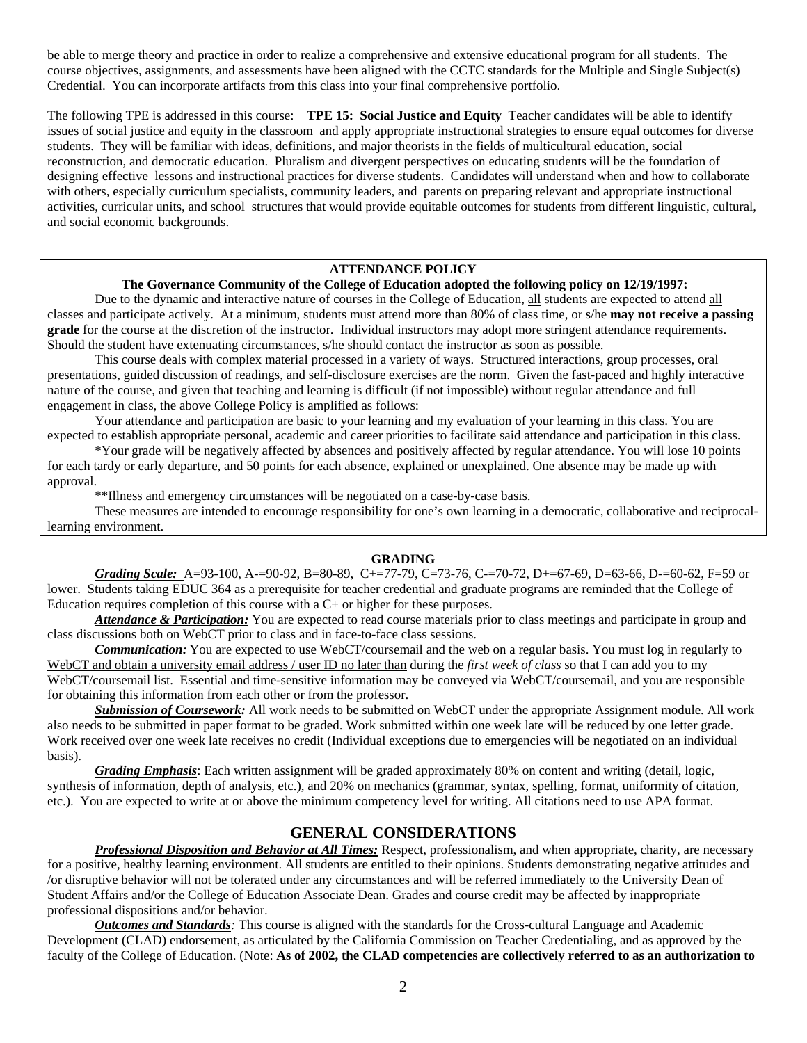be able to merge theory and practice in order to realize a comprehensive and extensive educational program for all students. The course objectives, assignments, and assessments have been aligned with the CCTC standards for the Multiple and Single Subject(s) Credential. You can incorporate artifacts from this class into your final comprehensive portfolio.

The following TPE is addressed in this course: **TPE 15: Social Justice and Equity** Teacher candidates will be able to identify issues of social justice and equity in the classroom and apply appropriate instructional strategies to ensure equal outcomes for diverse students. They will be familiar with ideas, definitions, and major theorists in the fields of multicultural education, social reconstruction, and democratic education. Pluralism and divergent perspectives on educating students will be the foundation of designing effective lessons and instructional practices for diverse students. Candidates will understand when and how to collaborate with others, especially curriculum specialists, community leaders, and parents on preparing relevant and appropriate instructional activities, curricular units, and school structures that would provide equitable outcomes for students from different linguistic, cultural, and social economic backgrounds.

**ATTENDANCE POLICY**

**The Governance Community of the College of Education adopted the following policy on 12/19/1997:**

Due to the dynamic and interactive nature of courses in the College of Education, all students are expected to attend all classes and participate actively. At a minimum, students must attend more than 80% of class time, or s/he **may not receive a passing grade** for the course at the discretion of the instructor. Individual instructors may adopt more stringent attendance requirements. Should the student have extenuating circumstances, s/he should contact the instructor as soon as possible.

This course deals with complex material processed in a variety of ways. Structured interactions, group processes, oral presentations, guided discussion of readings, and self-disclosure exercises are the norm. Given the fast-paced and highly interactive nature of the course, and given that teaching and learning is difficult (if not impossible) without regular attendance and full engagement in class, the above College Policy is amplified as follows:

Your attendance and participation are basic to your learning and my evaluation of your learning in this class. You are expected to establish appropriate personal, academic and career priorities to facilitate said attendance and participation in this class.

*Your grade will be negatively affected by absences and positively affected by regular attendance. You will lose 10 points for each tardy or early departure, and 50 points for each absence, explained or unexplained. One absence may be made up with approval.

**Illness and emergency circumstances will be negotiated on a case-by-case basis.

These measures are intended to encourage responsibility for one's own learning in a democratic, collaborative and reciprocal-learning environment.

**GRADING**

***Grading Scale:*** A=93-100, A-=90-92, B=80-89, C+=77-79, C=73-76, C-=70-72, D+=67-69, D=63-66, D-=60-62, F=59 or lower. Students taking EDUC 364 as a prerequisite for teacher credential and graduate programs are reminded that the College of Education requires completion of this course with a C+ or higher for these purposes.

***Attendance & Participation:*** You are expected to read course materials prior to class meetings and participate in group and class discussions both on WebCT prior to class and in face-to-face class sessions.

***Communication:*** You are expected to use WebCT/coursemail and the web on a regular basis. You must log in regularly to WebCT and obtain a university email address / user ID no later than during the *first week of class* so that I can add you to my WebCT/coursemail list. Essential and time-sensitive information may be conveyed via WebCT/coursemail, and you are responsible for obtaining this information from each other or from the professor.

***Submission of Coursework:*** All work needs to be submitted on WebCT under the appropriate Assignment module. All work also needs to be submitted in paper format to be graded. Work submitted within one week late will be reduced by one letter grade. Work received over one week late receives no credit (Individual exceptions due to emergencies will be negotiated on an individual basis).

***Grading Emphasis***: Each written assignment will be graded approximately 80% on content and writing (detail, logic, synthesis of information, depth of analysis, etc.), and 20% on mechanics (grammar, syntax, spelling, format, uniformity of citation, etc.). You are expected to write at or above the minimum competency level for writing. All citations need to use APA format.

## GENERAL CONSIDERATIONS

***Professional Disposition and Behavior at All Times:*** Respect, professionalism, and when appropriate, charity, are necessary for a positive, healthy learning environment. All students are entitled to their opinions. Students demonstrating negative attitudes and /or disruptive behavior will not be tolerated under any circumstances and will be referred immediately to the University Dean of Student Affairs and/or the College of Education Associate Dean. Grades and course credit may be affected by inappropriate professional dispositions and/or behavior.

***Outcomes and Standards****:* This course is aligned with the standards for the Cross-cultural Language and Academic Development (CLAD) endorsement, as articulated by the California Commission on Teacher Credentialing, and as approved by the faculty of the College of Education. (Note: **As of 2002, the CLAD competencies are collectively referred to as an authorization to**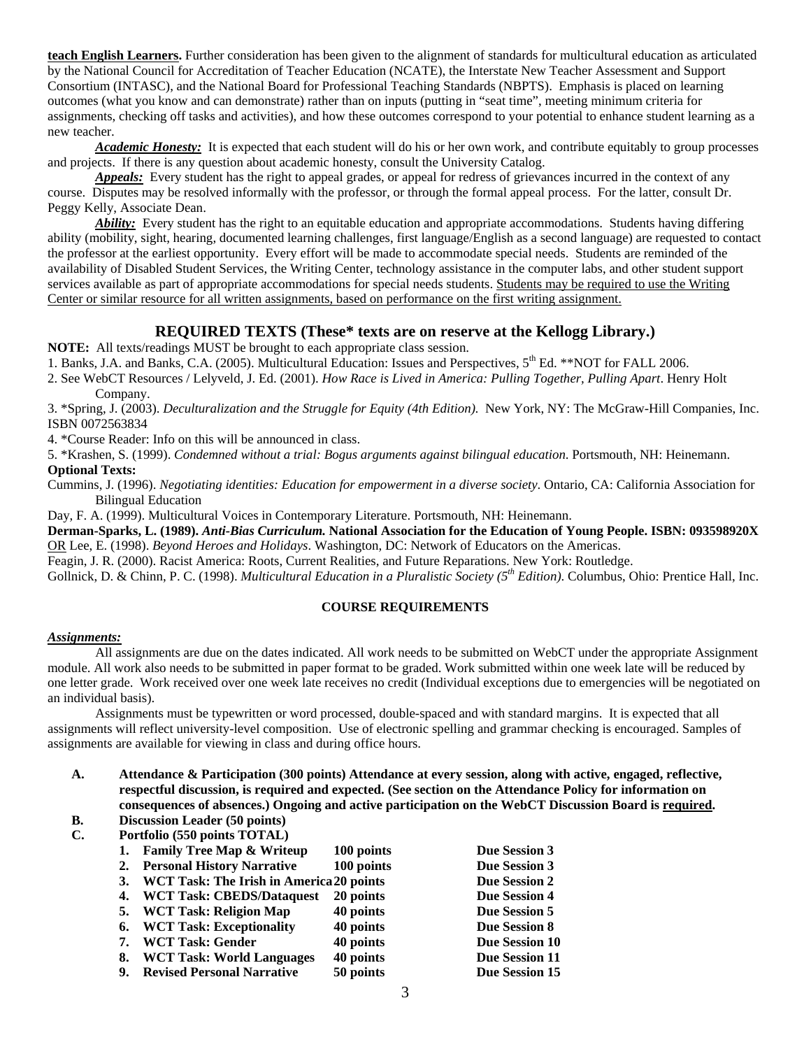**teach English Learners.** Further consideration has been given to the alignment of standards for multicultural education as articulated by the National Council for Accreditation of Teacher Education (NCATE), the Interstate New Teacher Assessment and Support Consortium (INTASC), and the National Board for Professional Teaching Standards (NBPTS). Emphasis is placed on learning outcomes (what you know and can demonstrate) rather than on inputs (putting in "seat time", meeting minimum criteria for assignments, checking off tasks and activities), and how these outcomes correspond to your potential to enhance student learning as a new teacher.

***Academic Honesty:*** It is expected that each student will do his or her own work, and contribute equitably to group processes and projects. If there is any question about academic honesty, consult the University Catalog.

***Appeals:*** Every student has the right to appeal grades, or appeal for redress of grievances incurred in the context of any course. Disputes may be resolved informally with the professor, or through the formal appeal process. For the latter, consult Dr. Peggy Kelly, Associate Dean.

***Ability:*** Every student has the right to an equitable education and appropriate accommodations. Students having differing ability (mobility, sight, hearing, documented learning challenges, first language/English as a second language) are requested to contact the professor at the earliest opportunity. Every effort will be made to accommodate special needs. Students are reminded of the availability of Disabled Student Services, the Writing Center, technology assistance in the computer labs, and other student support services available as part of appropriate accommodations for special needs students. Students may be required to use the Writing Center or similar resource for all written assignments, based on performance on the first writing assignment.

## REQUIRED TEXTS (These* texts are on reserve at the Kellogg Library.)

**NOTE:** All texts/readings MUST be brought to each appropriate class session.

1. Banks, J.A. and Banks, C.A. (2005). Multicultural Education: Issues and Perspectives, 5th Ed. **NOT for FALL 2006.
2. See WebCT Resources / Lelyveld, J. Ed. (2001). *How Race is Lived in America: Pulling Together, Pulling Apart*. Henry Holt Company.
3. *Spring, J. (2003). *Deculturalization and the Struggle for Equity (4th Edition).* New York, NY: The McGraw-Hill Companies, Inc. ISBN 0072563834
4. *Course Reader: Info on this will be announced in class.
5. *Krashen, S. (1999). *Condemned without a trial: Bogus arguments against bilingual education.* Portsmouth, NH: Heinemann.

**Optional Texts:**

Cummins, J. (1996). *Negotiating identities: Education for empowerment in a diverse society*. Ontario, CA: California Association for Bilingual Education

Day, F. A. (1999). Multicultural Voices in Contemporary Literature. Portsmouth, NH: Heinemann.

**Derman-Sparks, L. (1989).** ***Anti-Bias Curriculum.*** **National Association for the Education of Young People. ISBN: 093598920X**
OR Lee, E. (1998). *Beyond Heroes and Holidays*. Washington, DC: Network of Educators on the Americas.

Feagin, J. R. (2000). Racist America: Roots, Current Realities, and Future Reparations. New York: Routledge.

Gollnick, D. & Chinn, P. C. (1998). *Multicultural Education in a Pluralistic Society (5th Edition)*. Columbus, Ohio: Prentice Hall, Inc.

### COURSE REQUIREMENTS

***Assignments:***

All assignments are due on the dates indicated. All work needs to be submitted on WebCT under the appropriate Assignment module. All work also needs to be submitted in paper format to be graded. Work submitted within one week late will be reduced by one letter grade. Work received over one week late receives no credit (Individual exceptions due to emergencies will be negotiated on an individual basis).

Assignments must be typewritten or word processed, double-spaced and with standard margins. It is expected that all assignments will reflect university-level composition. Use of electronic spelling and grammar checking is encouraged. Samples of assignments are available for viewing in class and during office hours.

**A. Attendance & Participation (300 points) Attendance at every session, along with active, engaged, reflective, respectful discussion, is required and expected. (See section on the Attendance Policy for information on consequences of absences.) Ongoing and active participation on the WebCT Discussion Board is required.**

**B. Discussion Leader (50 points)**

**C. Portfolio (550 points TOTAL)**

| | Task | Points | Due |
|---|---|---|---|
| 1. | **Family Tree Map & Writeup** | **100 points** | **Due Session 3** |
| 2. | **Personal History Narrative** | **100 points** | **Due Session 3** |
| 3. | **WCT Task: The Irish in America** | **20 points** | **Due Session 2** |
| 4. | **WCT Task: CBEDS/Dataquest** | **20 points** | **Due Session 4** |
| 5. | **WCT Task: Religion Map** | **40 points** | **Due Session 5** |
| 6. | **WCT Task: Exceptionality** | **40 points** | **Due Session 8** |
| 7. | **WCT Task: Gender** | **40 points** | **Due Session 10** |
| 8. | **WCT Task: World Languages** | **40 points** | **Due Session 11** |
| 9. | **Revised Personal Narrative** | **50 points** | **Due Session 15** |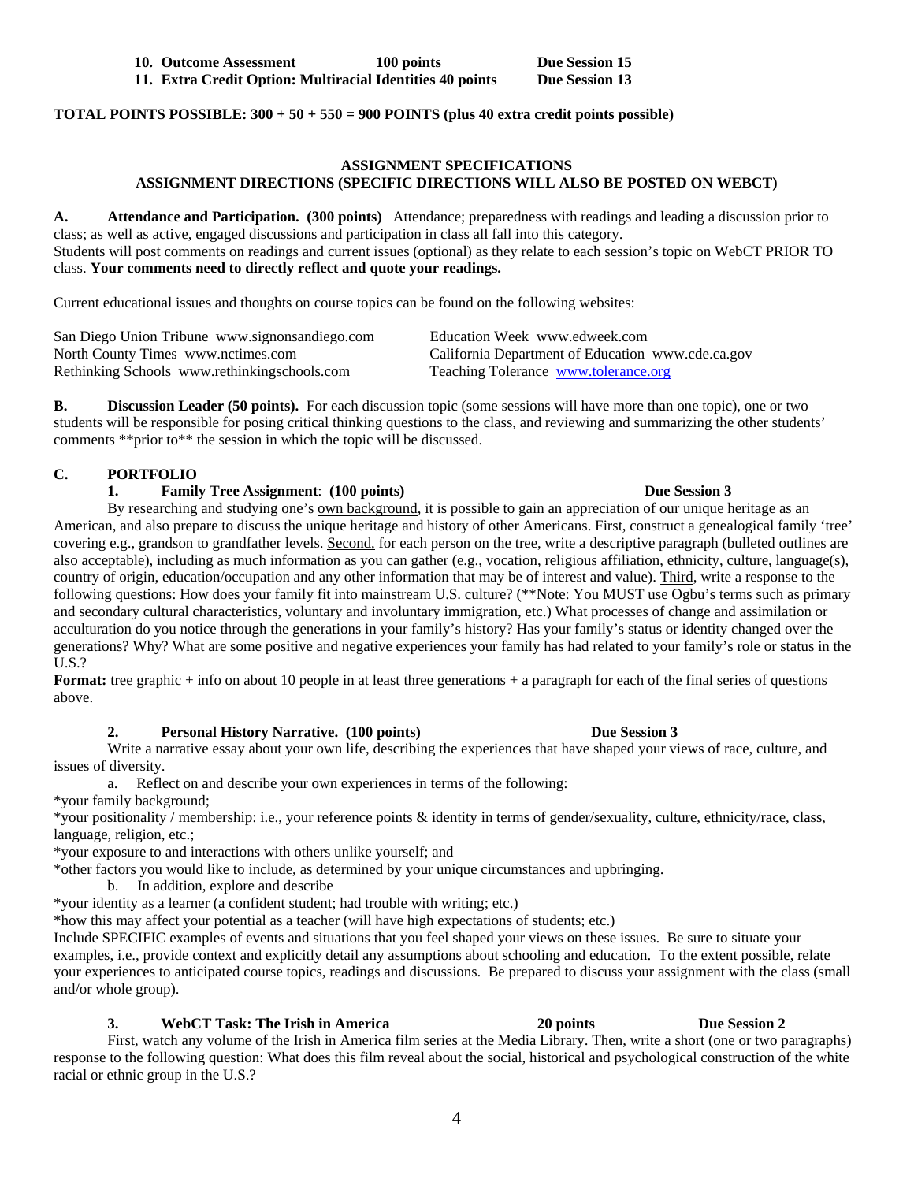10. **Outcome Assessment** **100 points** **Due Session 15**
11. **Extra Credit Option: Multiracial Identities 40 points** **Due Session 13**

**TOTAL POINTS POSSIBLE: 300 + 50 + 550 = 900 POINTS (plus 40 extra credit points possible)**

## ASSIGNMENT SPECIFICATIONS
## ASSIGNMENT DIRECTIONS (SPECIFIC DIRECTIONS WILL ALSO BE POSTED ON WEBCT)

**A. Attendance and Participation. (300 points)** Attendance; preparedness with readings and leading a discussion prior to class; as well as active, engaged discussions and participation in class all fall into this category.
Students will post comments on readings and current issues (optional) as they relate to each session's topic on WebCT PRIOR TO class. **Your comments need to directly reflect and quote your readings.**

Current educational issues and thoughts on course topics can be found on the following websites:

| | |
|---|---|
| San Diego Union Tribune www.signonsandiego.com | Education Week www.edweek.com |
| North County Times www.nctimes.com | California Department of Education www.cde.ca.gov |
| Rethinking Schools www.rethinkingschools.com | Teaching Tolerance www.tolerance.org |

**B. Discussion Leader (50 points).** For each discussion topic (some sessions will have more than one topic), one or two students will be responsible for posing critical thinking questions to the class, and reviewing and summarizing the other students' comments **prior to** the session in which the topic will be discussed.

**C. PORTFOLIO**

**1. Family Tree Assignment: (100 points)** **Due Session 3**

By researching and studying one's own background, it is possible to gain an appreciation of our unique heritage as an American, and also prepare to discuss the unique heritage and history of other Americans. First, construct a genealogical family 'tree' covering e.g., grandson to grandfather levels. Second, for each person on the tree, write a descriptive paragraph (bulleted outlines are also acceptable), including as much information as you can gather (e.g., vocation, religious affiliation, ethnicity, culture, language(s), country of origin, education/occupation and any other information that may be of interest and value). Third, write a response to the following questions: How does your family fit into mainstream U.S. culture? (**Note: You MUST use Ogbu's terms such as primary and secondary cultural characteristics, voluntary and involuntary immigration, etc.) What processes of change and assimilation or acculturation do you notice through the generations in your family's history? Has your family's status or identity changed over the generations? Why? What are some positive and negative experiences your family has had related to your family's role or status in the U.S.?

**Format:** tree graphic + info on about 10 people in at least three generations + a paragraph for each of the final series of questions above.

**2. Personal History Narrative. (100 points)** **Due Session 3**

Write a narrative essay about your own life, describing the experiences that have shaped your views of race, culture, and issues of diversity.

a. Reflect on and describe your own experiences in terms of the following:

*your family background;
*your positionality / membership: i.e., your reference points & identity in terms of gender/sexuality, culture, ethnicity/race, class, language, religion, etc.;
*your exposure to and interactions with others unlike yourself; and
*other factors you would like to include, as determined by your unique circumstances and upbringing.

b. In addition, explore and describe

*your identity as a learner (a confident student; had trouble with writing; etc.)
*how this may affect your potential as a teacher (will have high expectations of students; etc.)

Include SPECIFIC examples of events and situations that you feel shaped your views on these issues. Be sure to situate your examples, i.e., provide context and explicitly detail any assumptions about schooling and education. To the extent possible, relate your experiences to anticipated course topics, readings and discussions. Be prepared to discuss your assignment with the class (small and/or whole group).

**3. WebCT Task: The Irish in America** **20 points** **Due Session 2**

First, watch any volume of the Irish in America film series at the Media Library. Then, write a short (one or two paragraphs) response to the following question: What does this film reveal about the social, historical and psychological construction of the white racial or ethnic group in the U.S.?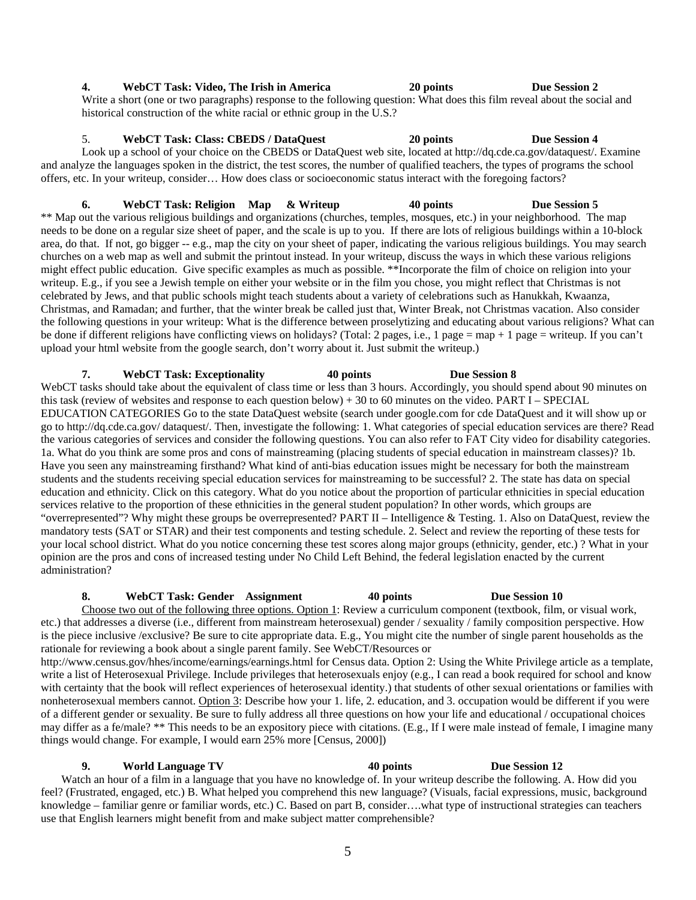**4. WebCT Task: Video, The Irish in America 20 points Due Session 2**

Write a short (one or two paragraphs) response to the following question: What does this film reveal about the social and historical construction of the white racial or ethnic group in the U.S.?

5. **WebCT Task: Class: CBEDS / DataQuest 20 points Due Session 4**

Look up a school of your choice on the CBEDS or DataQuest web site, located at http://dq.cde.ca.gov/dataquest/. Examine and analyze the languages spoken in the district, the test scores, the number of qualified teachers, the types of programs the school offers, etc. In your writeup, consider… How does class or socioeconomic status interact with the foregoing factors?

**6. WebCT Task: Religion Map & Writeup 40 points Due Session 5**

** Map out the various religious buildings and organizations (churches, temples, mosques, etc.) in your neighborhood. The map needs to be done on a regular size sheet of paper, and the scale is up to you. If there are lots of religious buildings within a 10-block area, do that. If not, go bigger -- e.g., map the city on your sheet of paper, indicating the various religious buildings. You may search churches on a web map as well and submit the printout instead. In your writeup, discuss the ways in which these various religions might effect public education. Give specific examples as much as possible. **Incorporate the film of choice on religion into your writeup. E.g., if you see a Jewish temple on either your website or in the film you chose, you might reflect that Christmas is not celebrated by Jews, and that public schools might teach students about a variety of celebrations such as Hanukkah, Kwaanza, Christmas, and Ramadan; and further, that the winter break be called just that, Winter Break, not Christmas vacation. Also consider the following questions in your writeup: What is the difference between proselytizing and educating about various religions? What can be done if different religions have conflicting views on holidays? (Total: 2 pages, i.e., 1 page = map + 1 page = writeup. If you can't upload your html website from the google search, don't worry about it. Just submit the writeup.)

**7. WebCT Task: Exceptionality 40 points Due Session 8**

WebCT tasks should take about the equivalent of class time or less than 3 hours. Accordingly, you should spend about 90 minutes on this task (review of websites and response to each question below) + 30 to 60 minutes on the video. PART I – SPECIAL EDUCATION CATEGORIES Go to the state DataQuest website (search under google.com for cde DataQuest and it will show up or go to http://dq.cde.ca.gov/ dataquest/. Then, investigate the following: 1. What categories of special education services are there? Read the various categories of services and consider the following questions. You can also refer to FAT City video for disability categories. 1a. What do you think are some pros and cons of mainstreaming (placing students of special education in mainstream classes)? 1b. Have you seen any mainstreaming firsthand? What kind of anti-bias education issues might be necessary for both the mainstream students and the students receiving special education services for mainstreaming to be successful? 2. The state has data on special education and ethnicity. Click on this category. What do you notice about the proportion of particular ethnicities in special education services relative to the proportion of these ethnicities in the general student population? In other words, which groups are "overrepresented"? Why might these groups be overrepresented? PART II – Intelligence & Testing. 1. Also on DataQuest, review the mandatory tests (SAT or STAR) and their test components and testing schedule. 2. Select and review the reporting of these tests for your local school district. What do you notice concerning these test scores along major groups (ethnicity, gender, etc.) ? What in your opinion are the pros and cons of increased testing under No Child Left Behind, the federal legislation enacted by the current administration?

**8. WebCT Task: Gender Assignment 40 points Due Session 10**

Choose two out of the following three options. Option 1: Review a curriculum component (textbook, film, or visual work, etc.) that addresses a diverse (i.e., different from mainstream heterosexual) gender / sexuality / family composition perspective. How is the piece inclusive /exclusive? Be sure to cite appropriate data. E.g., You might cite the number of single parent households as the rationale for reviewing a book about a single parent family. See WebCT/Resources or http://www.census.gov/hhes/income/earnings/earnings.html for Census data. Option 2: Using the White Privilege article as a template, write a list of Heterosexual Privilege. Include privileges that heterosexuals enjoy (e.g., I can read a book required for school and know with certainty that the book will reflect experiences of heterosexual identity.) that students of other sexual orientations or families with nonheterosexual members cannot. Option 3: Describe how your 1. life, 2. education, and 3. occupation would be different if you were of a different gender or sexuality. Be sure to fully address all three questions on how your life and educational / occupational choices may differ as a fe/male? ** This needs to be an expository piece with citations. (E.g., If I were male instead of female, I imagine many things would change. For example, I would earn 25% more [Census, 2000])

**9. World Language TV 40 points Due Session 12**

Watch an hour of a film in a language that you have no knowledge of. In your writeup describe the following. A. How did you feel? (Frustrated, engaged, etc.) B. What helped you comprehend this new language? (Visuals, facial expressions, music, background knowledge – familiar genre or familiar words, etc.) C. Based on part B, consider….what type of instructional strategies can teachers use that English learners might benefit from and make subject matter comprehensible?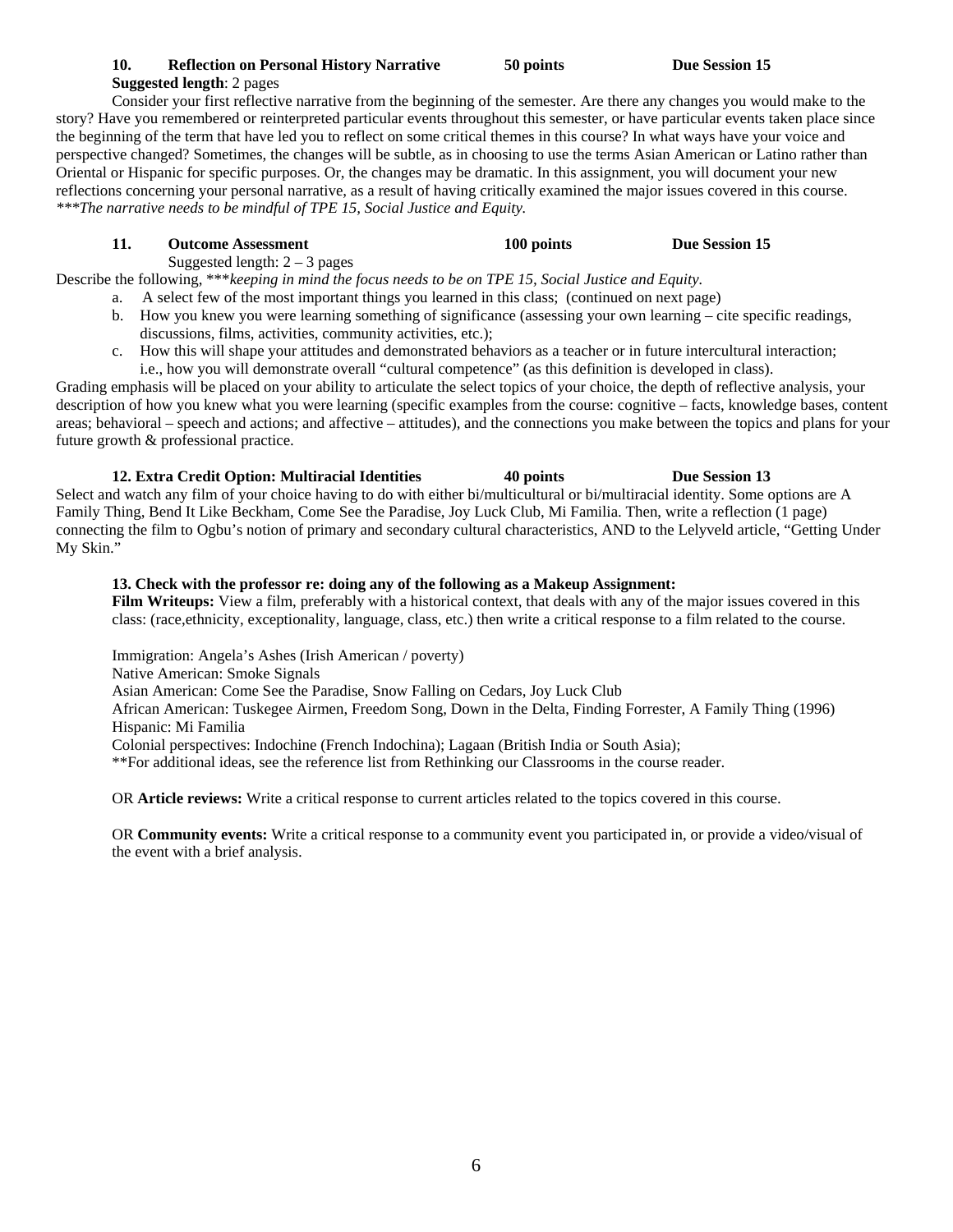**10. Reflection on Personal History Narrative** **50 points** **Due Session 15**

**Suggested length**: 2 pages

Consider your first reflective narrative from the beginning of the semester. Are there any changes you would make to the story? Have you remembered or reinterpreted particular events throughout this semester, or have particular events taken place since the beginning of the term that have led you to reflect on some critical themes in this course? In what ways have your voice and perspective changed? Sometimes, the changes will be subtle, as in choosing to use the terms Asian American or Latino rather than Oriental or Hispanic for specific purposes. Or, the changes may be dramatic. In this assignment, you will document your new reflections concerning your personal narrative, as a result of having critically examined the major issues covered in this course. *\*\*\*The narrative needs to be mindful of TPE 15, Social Justice and Equity.*

**11. Outcome Assessment** **100 points** **Due Session 15**

Suggested length: 2 – 3 pages

Describe the following, *\*\*\*keeping in mind the focus needs to be on TPE 15, Social Justice and Equity*.

a. A select few of the most important things you learned in this class; (continued on next page)
b. How you knew you were learning something of significance (assessing your own learning – cite specific readings, discussions, films, activities, community activities, etc.);
c. How this will shape your attitudes and demonstrated behaviors as a teacher or in future intercultural interaction; i.e., how you will demonstrate overall "cultural competence" (as this definition is developed in class).

Grading emphasis will be placed on your ability to articulate the select topics of your choice, the depth of reflective analysis, your description of how you knew what you were learning (specific examples from the course: cognitive – facts, knowledge bases, content areas; behavioral – speech and actions; and affective – attitudes), and the connections you make between the topics and plans for your future growth & professional practice.

**12. Extra Credit Option: Multiracial Identities** **40 points** **Due Session 13**

Select and watch any film of your choice having to do with either bi/multicultural or bi/multiracial identity. Some options are A Family Thing, Bend It Like Beckham, Come See the Paradise, Joy Luck Club, Mi Familia. Then, write a reflection (1 page) connecting the film to Ogbu's notion of primary and secondary cultural characteristics, AND to the Lelyveld article, "Getting Under My Skin."

**13. Check with the professor re: doing any of the following as a Makeup Assignment:**

**Film Writeups:** View a film, preferably with a historical context, that deals with any of the major issues covered in this class: (race,ethnicity, exceptionality, language, class, etc.) then write a critical response to a film related to the course.

Immigration: Angela's Ashes (Irish American / poverty)
Native American: Smoke Signals
Asian American: Come See the Paradise, Snow Falling on Cedars, Joy Luck Club
African American: Tuskegee Airmen, Freedom Song, Down in the Delta, Finding Forrester, A Family Thing (1996)
Hispanic: Mi Familia
Colonial perspectives: Indochine (French Indochina); Lagaan (British India or South Asia);
\*\*For additional ideas, see the reference list from Rethinking our Classrooms in the course reader.

OR **Article reviews:** Write a critical response to current articles related to the topics covered in this course.

OR **Community events:** Write a critical response to a community event you participated in, or provide a video/visual of the event with a brief analysis.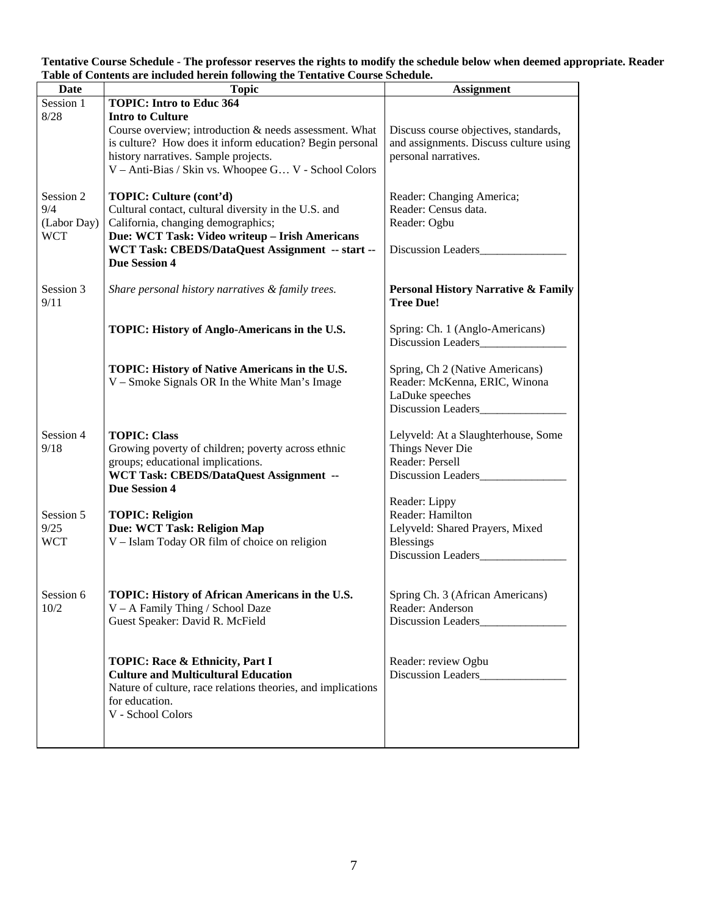**Tentative Course Schedule - The professor reserves the rights to modify the schedule below when deemed appropriate. Reader Table of Contents are included herein following the Tentative Course Schedule.**

| Date | Topic | Assignment |
|---|---|---|
| Session 1<br>8/28 | **TOPIC: Intro to Educ 364**<br>**Intro to Culture**<br>Course overview; introduction & needs assessment. What is culture? How does it inform education? Begin personal history narratives. Sample projects.<br>V – Anti-Bias / Skin vs. Whoopee G… V - School Colors | Discuss course objectives, standards, and assignments. Discuss culture using personal narratives. |
| Session 2<br>9/4<br>(Labor Day)<br>WCT | **TOPIC: Culture (cont'd)**<br>Cultural contact, cultural diversity in the U.S. and California, changing demographics;<br>**Due: WCT Task: Video writeup – Irish Americans**<br>**WCT Task: CBEDS/DataQuest Assignment -- start -- Due Session 4** | Reader: Changing America;<br>Reader: Census data.<br>Reader: Ogbu<br><br>Discussion Leaders_______________ |
| Session 3<br>9/11 | *Share personal history narratives & family trees.* | **Personal History Narrative & Family Tree Due!** |
| | **TOPIC: History of Anglo-Americans in the U.S.** | Spring: Ch. 1 (Anglo-Americans)<br>Discussion Leaders_______________ |
| | **TOPIC: History of Native Americans in the U.S.**<br>V – Smoke Signals OR In the White Man's Image | Spring, Ch 2 (Native Americans)<br>Reader: McKenna, ERIC, Winona LaDuke speeches<br>Discussion Leaders_______________ |
| Session 4<br>9/18 | **TOPIC: Class**<br>Growing poverty of children; poverty across ethnic groups; educational implications.<br>**WCT Task: CBEDS/DataQuest Assignment -- Due Session 4** | Lelyveld: At a Slaughterhouse, Some Things Never Die<br>Reader: Persell<br>Discussion Leaders_______________ |
| Session 5<br>9/25<br>WCT | **TOPIC: Religion**<br>**Due: WCT Task: Religion Map**<br>V – Islam Today OR film of choice on religion | Reader: Lippy<br>Reader: Hamilton<br>Lelyveld: Shared Prayers, Mixed Blessings<br>Discussion Leaders_______________ |
| Session 6<br>10/2 | **TOPIC: History of African Americans in the U.S.**<br>V – A Family Thing / School Daze<br>Guest Speaker: David R. McField | Spring Ch. 3 (African Americans)<br>Reader: Anderson<br>Discussion Leaders_______________ |
| | **TOPIC: Race & Ethnicity, Part I**<br>**Culture and Multicultural Education**<br>Nature of culture, race relations theories, and implications for education.<br>V - School Colors | Reader: review Ogbu<br>Discussion Leaders_______________ |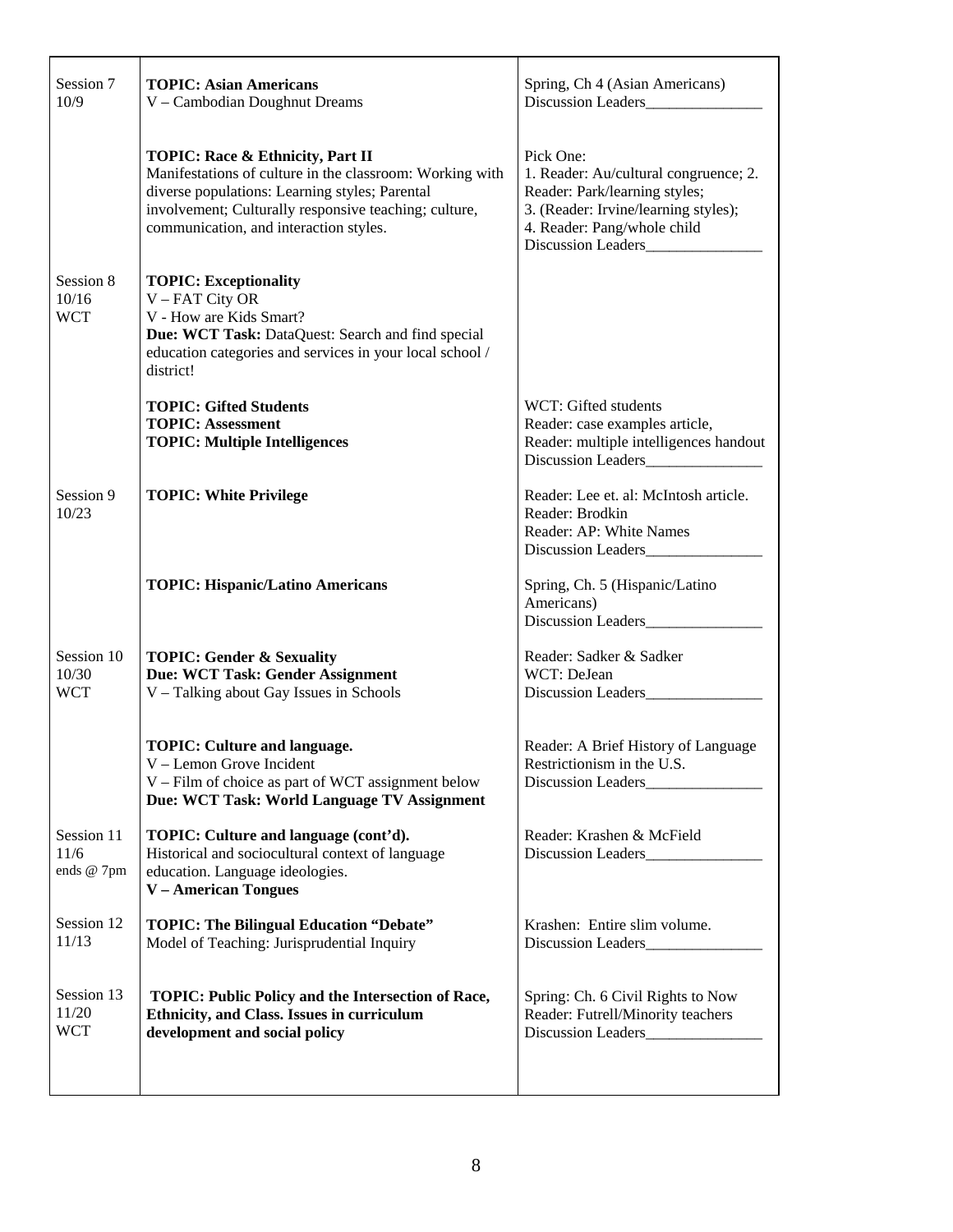| | | |
|---|---|---|
| Session 7<br>10/9 | **TOPIC: Asian Americans**<br>V – Cambodian Doughnut Dreams | Spring, Ch 4 (Asian Americans)<br>Discussion Leaders_______________ |
| | **TOPIC: Race & Ethnicity, Part II**<br>Manifestations of culture in the classroom: Working with diverse populations: Learning styles; Parental involvement; Culturally responsive teaching; culture, communication, and interaction styles. | Pick One:<br>1. Reader: Au/cultural congruence; 2. Reader: Park/learning styles;<br>3. (Reader: Irvine/learning styles);<br>4. Reader: Pang/whole child<br>Discussion Leaders_______________ |
| Session 8<br>10/16<br>WCT | **TOPIC: Exceptionality**<br>V – FAT City OR<br>V - How are Kids Smart?<br>**Due: WCT Task:** DataQuest: Search and find special education categories and services in your local school / district! | |
| | **TOPIC: Gifted Students**<br>**TOPIC: Assessment**<br>**TOPIC: Multiple Intelligences** | WCT: Gifted students<br>Reader: case examples article,<br>Reader: multiple intelligences handout<br>Discussion Leaders_______________ |
| Session 9<br>10/23 | **TOPIC: White Privilege** | Reader: Lee et. al: McIntosh article.<br>Reader: Brodkin<br>Reader: AP: White Names<br>Discussion Leaders_______________ |
| | **TOPIC: Hispanic/Latino Americans** | Spring, Ch. 5 (Hispanic/Latino Americans)<br>Discussion Leaders_______________ |
| Session 10<br>10/30<br>WCT | **TOPIC: Gender & Sexuality**<br>**Due: WCT Task: Gender Assignment**<br>V – Talking about Gay Issues in Schools | Reader: Sadker & Sadker<br>WCT: DeJean<br>Discussion Leaders_______________ |
| | **TOPIC: Culture and language.**<br>V – Lemon Grove Incident<br>V – Film of choice as part of WCT assignment below<br>**Due: WCT Task: World Language TV Assignment** | Reader: A Brief History of Language Restrictionism in the U.S.<br>Discussion Leaders_______________ |
| Session 11<br>11/6<br>ends @ 7pm | **TOPIC: Culture and language (cont'd).**<br>Historical and sociocultural context of language education. Language ideologies.<br>**V – American Tongues** | Reader: Krashen & McField<br>Discussion Leaders_______________ |
| Session 12<br>11/13 | **TOPIC: The Bilingual Education "Debate"**<br>Model of Teaching: Jurisprudential Inquiry | Krashen: Entire slim volume.<br>Discussion Leaders_______________ |
| Session 13<br>11/20<br>WCT | **TOPIC: Public Policy and the Intersection of Race, Ethnicity, and Class. Issues in curriculum development and social policy** | Spring: Ch. 6 Civil Rights to Now<br>Reader: Futrell/Minority teachers<br>Discussion Leaders_______________ |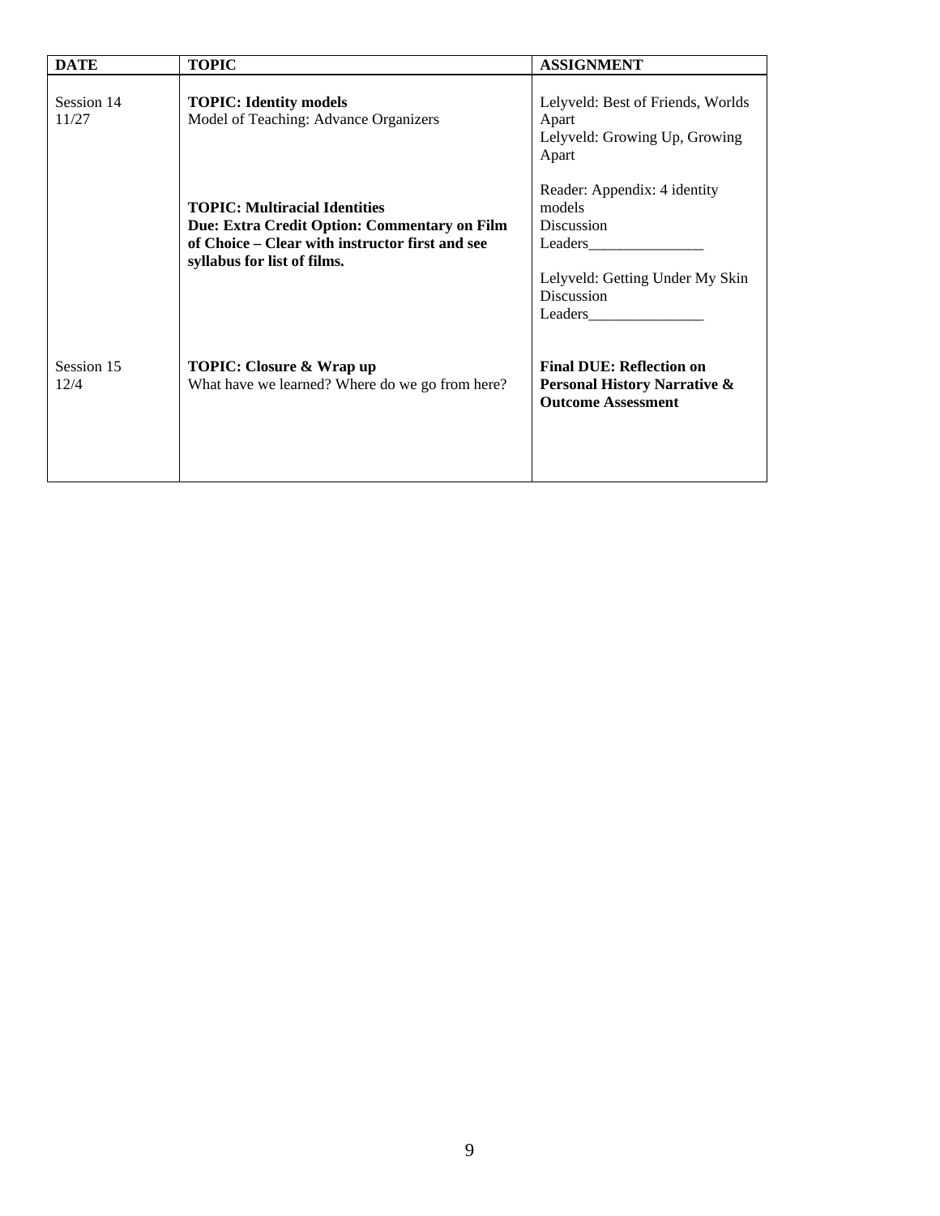| DATE | TOPIC | ASSIGNMENT |
|---|---|---|
| Session 14<br>11/27 | **TOPIC: Identity models**<br>Model of Teaching: Advance Organizers<br><br>**TOPIC: Multiracial Identities**<br>**Due: Extra Credit Option: Commentary on Film of Choice – Clear with instructor first and see syllabus for list of films.** | Lelyveld: Best of Friends, Worlds Apart<br>Lelyveld: Growing Up, Growing Apart<br><br>Reader: Appendix: 4 identity models<br>Discussion Leaders_______________<br><br>Lelyveld: Getting Under My Skin<br>Discussion Leaders_______________ |
| Session 15<br>12/4 | **TOPIC: Closure & Wrap up**<br>What have we learned? Where do we go from here? | **Final DUE: Reflection on Personal History Narrative & Outcome Assessment** |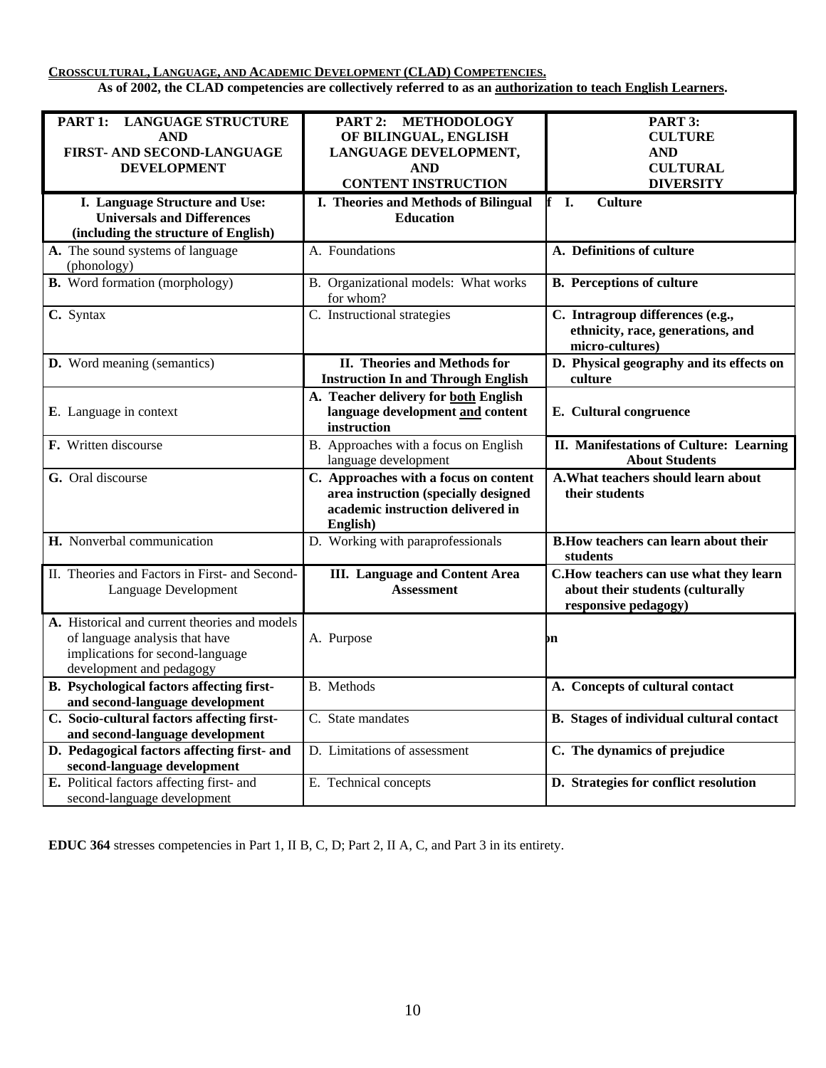**CROSSCULTURAL, LANGUAGE, AND ACADEMIC DEVELOPMENT (CLAD) COMPETENCIES.**

**As of 2002, the CLAD competencies are collectively referred to as an authorization to teach English Learners.**

| PART 1: LANGUAGE STRUCTURE AND FIRST- AND SECOND-LANGUAGE DEVELOPMENT | PART 2: METHODOLOGY OF BILINGUAL, ENGLISH LANGUAGE DEVELOPMENT, AND CONTENT INSTRUCTION | PART 3: CULTURE AND CULTURAL DIVERSITY |
|---|---|---|
| **I. Language Structure and Use: Universals and Differences (including the structure of English)** | **I. Theories and Methods of Bilingual Education** | **I. Culture** |
| **A.** The sound systems of language (phonology) | A. Foundations | **A. Definitions of culture** |
| **B.** Word formation (morphology) | B. Organizational models: What works for whom? | **B. Perceptions of culture** |
| **C.** Syntax | C. Instructional strategies | **C. Intragroup differences (e.g., ethnicity, race, generations, and micro-cultures)** |
| **D.** Word meaning (semantics) | **II. Theories and Methods for Instruction In and Through English** | **D. Physical geography and its effects on culture** |
| **E**. Language in context | **A. Teacher delivery for both English language development and content instruction** | **E. Cultural congruence** |
| **F.** Written discourse | B. Approaches with a focus on English language development | **II. Manifestations of Culture: Learning About Students** |
| **G.** Oral discourse | **C. Approaches with a focus on content area instruction (specially designed academic instruction delivered in English)** | **A. What teachers should learn about their students** |
| **H.** Nonverbal communication | D. Working with paraprofessionals | **B. How teachers can learn about their students** |
| II. Theories and Factors in First- and Second-Language Development | **III. Language and Content Area Assessment** | **C. How teachers can use what they learn about their students (culturally responsive pedagogy)** |
| **A.** Historical and current theories and models of language analysis that have implications for second-language development and pedagogy | A. Purpose | **on** |
| **B. Psychological factors affecting first- and second-language development** | B. Methods | **A. Concepts of cultural contact** |
| **C. Socio-cultural factors affecting first- and second-language development** | C. State mandates | **B. Stages of individual cultural contact** |
| **D. Pedagogical factors affecting first- and second-language development** | D. Limitations of assessment | **C. The dynamics of prejudice** |
| **E.** Political factors affecting first- and second-language development | E. Technical concepts | **D. Strategies for conflict resolution** |

**EDUC 364** stresses competencies in Part 1, II B, C, D; Part 2, II A, C, and Part 3 in its entirety.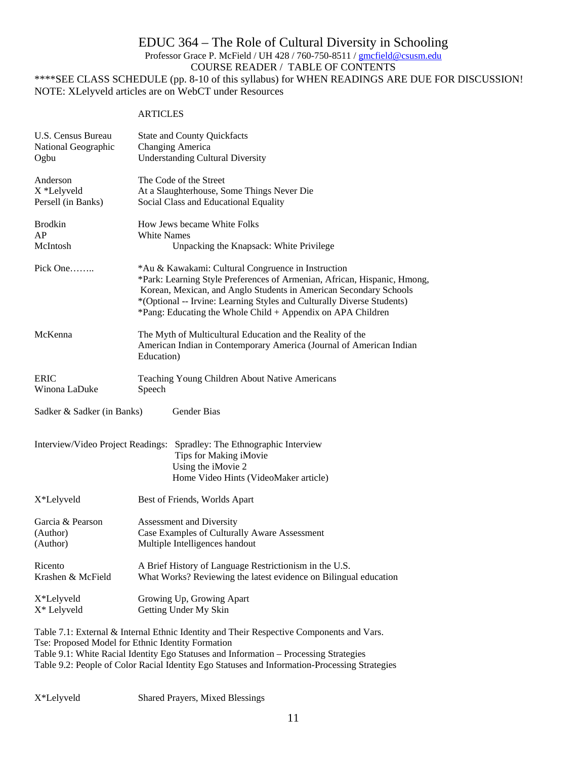# EDUC 364 – The Role of Cultural Diversity in Schooling

Professor Grace P. McField / UH 428 / 760-750-8511 / gmcfield@csusm.edu

COURSE READER / TABLE OF CONTENTS

****SEE CLASS SCHEDULE (pp. 8-10 of this syllabus) for WHEN READINGS ARE DUE FOR DISCUSSION!
NOTE: XLelyveld articles are on WebCT under Resources

ARTICLES

| | |
|---|---|
| U.S. Census Bureau | State and County Quickfacts |
| National Geographic | Changing America |
| Ogbu | Understanding Cultural Diversity |
| | |
| Anderson | The Code of the Street |
| X *Lelyveld | At a Slaughterhouse, Some Things Never Die |
| Persell (in Banks) | Social Class and Educational Equality |
| | |
| Brodkin | How Jews became White Folks |
| AP | White Names |
| McIntosh | Unpacking the Knapsack: White Privilege |
| | |
| Pick One…….. | *Au & Kawakami: Cultural Congruence in Instruction<br>*Park: Learning Style Preferences of Armenian, African, Hispanic, Hmong, Korean, Mexican, and Anglo Students in American Secondary Schools<br>*(Optional -- Irvine: Learning Styles and Culturally Diverse Students)<br>*Pang: Educating the Whole Child + Appendix on APA Children |
| | |
| McKenna | The Myth of Multicultural Education and the Reality of the American Indian in Contemporary America (Journal of American Indian Education) |
| | |
| ERIC | Teaching Young Children About Native Americans |
| Winona LaDuke | Speech |
| | |
| Sadker & Sadker (in Banks) | Gender Bias |
| | |
| Interview/Video Project Readings: | Spradley: The Ethnographic Interview<br>Tips for Making iMovie<br>Using the iMovie 2<br>Home Video Hints (VideoMaker article) |
| | |
| X*Lelyveld | Best of Friends, Worlds Apart |
| | |
| Garcia & Pearson | Assessment and Diversity |
| (Author) | Case Examples of Culturally Aware Assessment |
| (Author) | Multiple Intelligences handout |
| | |
| Ricento | A Brief History of Language Restrictionism in the U.S. |
| Krashen & McField | What Works? Reviewing the latest evidence on Bilingual education |
| | |
| X*Lelyveld | Growing Up, Growing Apart |
| X* Lelyveld | Getting Under My Skin |

Table 7.1: External & Internal Ethnic Identity and Their Respective Components and Vars.
Tse: Proposed Model for Ethnic Identity Formation
Table 9.1: White Racial Identity Ego Statuses and Information – Processing Strategies
Table 9.2: People of Color Racial Identity Ego Statuses and Information-Processing Strategies

| | |
|---|---|
| X*Lelyveld | Shared Prayers, Mixed Blessings |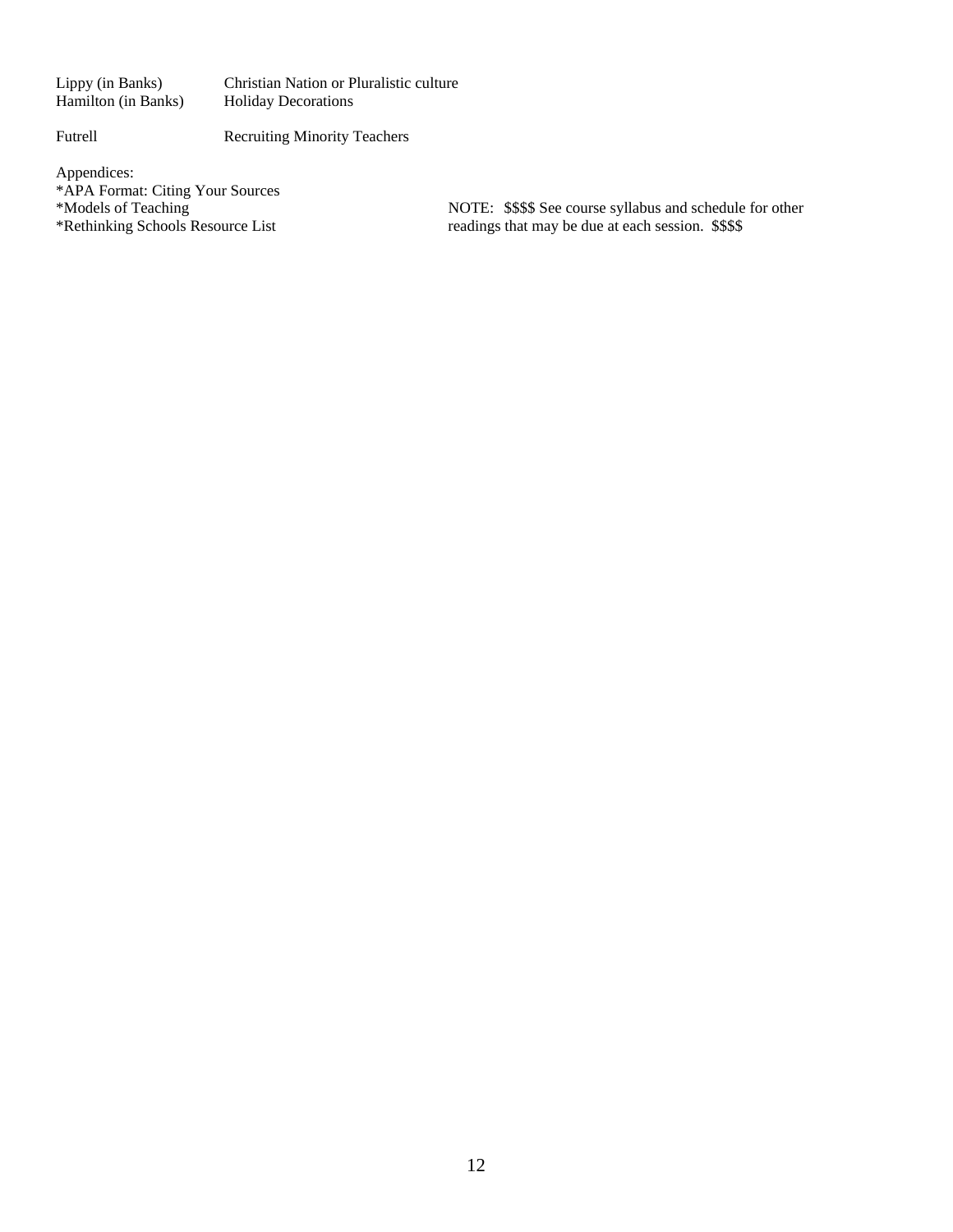| | |
|---|---|
| Lippy (in Banks) | Christian Nation or Pluralistic culture |
| Hamilton (in Banks) | Holiday Decorations |
| Futrell | Recruiting Minority Teachers |

Appendices:
*APA Format: Citing Your Sources
*Models of Teaching
*Rethinking Schools Resource List

NOTE: $$$$ See course syllabus and schedule for other readings that may be due at each session. $$$$